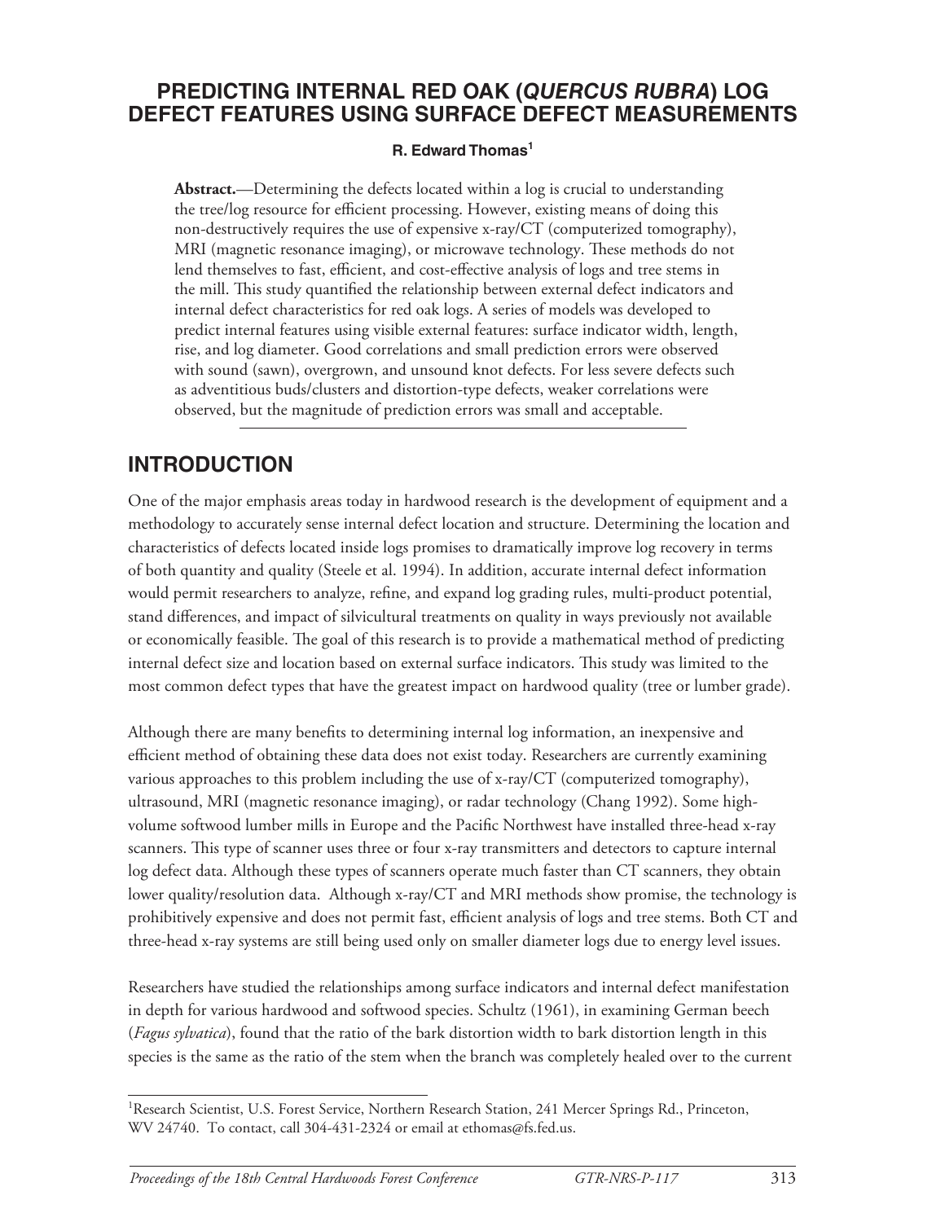# PREDICTING INTERNAL RED OAK (*QUERCUS RUBRA*) LOG DEFECT FEATURES USING SURFACE DEFECT MEASUREMENTS

**R. Edward Thomas**[1]

**Abstract.**—Determining the defects located within a log is crucial to understanding the tree/log resource for efficient processing. However, existing means of doing this non-destructively requires the use of expensive x-ray/CT (computerized tomography), MRI (magnetic resonance imaging), or microwave technology. These methods do not lend themselves to fast, efficient, and cost-effective analysis of logs and tree stems in the mill. This study quantified the relationship between external defect indicators and internal defect characteristics for red oak logs. A series of models was developed to predict internal features using visible external features: surface indicator width, length, rise, and log diameter. Good correlations and small prediction errors were observed with sound (sawn), overgrown, and unsound knot defects. For less severe defects such as adventitious buds/clusters and distortion-type defects, weaker correlations were observed, but the magnitude of prediction errors was small and acceptable.

## INTRODUCTION

One of the major emphasis areas today in hardwood research is the development of equipment and a methodology to accurately sense internal defect location and structure. Determining the location and characteristics of defects located inside logs promises to dramatically improve log recovery in terms of both quantity and quality (Steele et al. 1994). In addition, accurate internal defect information would permit researchers to analyze, refine, and expand log grading rules, multi-product potential, stand differences, and impact of silvicultural treatments on quality in ways previously not available or economically feasible. The goal of this research is to provide a mathematical method of predicting internal defect size and location based on external surface indicators. This study was limited to the most common defect types that have the greatest impact on hardwood quality (tree or lumber grade).

Although there are many benefits to determining internal log information, an inexpensive and efficient method of obtaining these data does not exist today. Researchers are currently examining various approaches to this problem including the use of x-ray/CT (computerized tomography), ultrasound, MRI (magnetic resonance imaging), or radar technology (Chang 1992). Some high-volume softwood lumber mills in Europe and the Pacific Northwest have installed three-head x-ray scanners. This type of scanner uses three or four x-ray transmitters and detectors to capture internal log defect data. Although these types of scanners operate much faster than CT scanners, they obtain lower quality/resolution data. Although x-ray/CT and MRI methods show promise, the technology is prohibitively expensive and does not permit fast, efficient analysis of logs and tree stems. Both CT and three-head x-ray systems are still being used only on smaller diameter logs due to energy level issues.

Researchers have studied the relationships among surface indicators and internal defect manifestation in depth for various hardwood and softwood species. Schultz (1961), in examining German beech (*Fagus sylvatica*), found that the ratio of the bark distortion width to bark distortion length in this species is the same as the ratio of the stem when the branch was completely healed over to the current

[1]Research Scientist, U.S. Forest Service, Northern Research Station, 241 Mercer Springs Rd., Princeton, WV 24740. To contact, call 304-431-2324 or email at ethomas@fs.fed.us.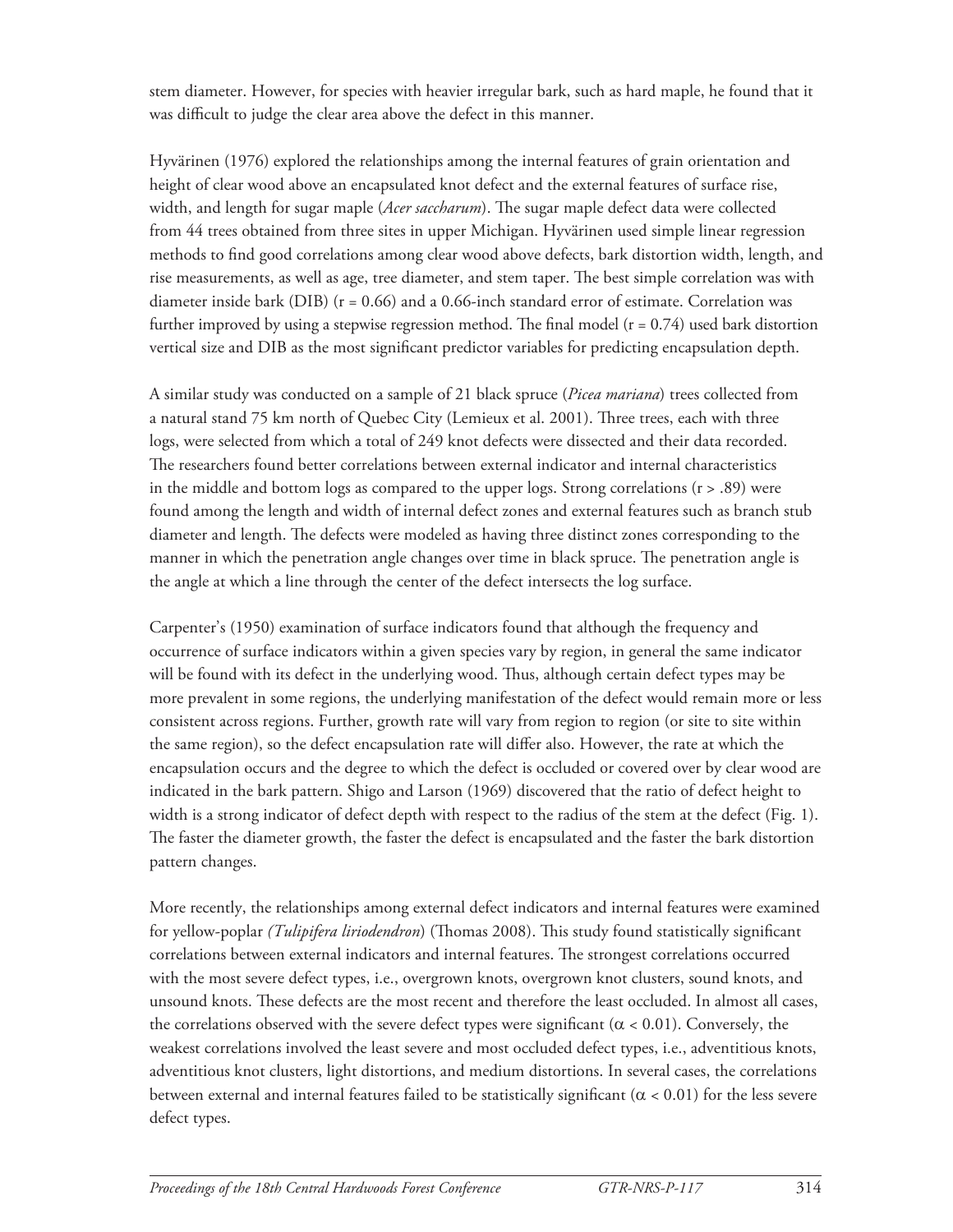stem diameter. However, for species with heavier irregular bark, such as hard maple, he found that it was difficult to judge the clear area above the defect in this manner.

Hyvärinen (1976) explored the relationships among the internal features of grain orientation and height of clear wood above an encapsulated knot defect and the external features of surface rise, width, and length for sugar maple (*Acer saccharum*). The sugar maple defect data were collected from 44 trees obtained from three sites in upper Michigan. Hyvärinen used simple linear regression methods to find good correlations among clear wood above defects, bark distortion width, length, and rise measurements, as well as age, tree diameter, and stem taper. The best simple correlation was with diameter inside bark (DIB) ($r = 0.66$) and a 0.66-inch standard error of estimate. Correlation was further improved by using a stepwise regression method. The final model ($r = 0.74$) used bark distortion vertical size and DIB as the most significant predictor variables for predicting encapsulation depth.

A similar study was conducted on a sample of 21 black spruce (*Picea mariana*) trees collected from a natural stand 75 km north of Quebec City (Lemieux et al. 2001). Three trees, each with three logs, were selected from which a total of 249 knot defects were dissected and their data recorded. The researchers found better correlations between external indicator and internal characteristics in the middle and bottom logs as compared to the upper logs. Strong correlations ($r > .89$) were found among the length and width of internal defect zones and external features such as branch stub diameter and length. The defects were modeled as having three distinct zones corresponding to the manner in which the penetration angle changes over time in black spruce. The penetration angle is the angle at which a line through the center of the defect intersects the log surface.

Carpenter's (1950) examination of surface indicators found that although the frequency and occurrence of surface indicators within a given species vary by region, in general the same indicator will be found with its defect in the underlying wood. Thus, although certain defect types may be more prevalent in some regions, the underlying manifestation of the defect would remain more or less consistent across regions. Further, growth rate will vary from region to region (or site to site within the same region), so the defect encapsulation rate will differ also. However, the rate at which the encapsulation occurs and the degree to which the defect is occluded or covered over by clear wood are indicated in the bark pattern. Shigo and Larson (1969) discovered that the ratio of defect height to width is a strong indicator of defect depth with respect to the radius of the stem at the defect (Fig. 1). The faster the diameter growth, the faster the defect is encapsulated and the faster the bark distortion pattern changes.

More recently, the relationships among external defect indicators and internal features were examined for yellow-poplar *(Tulipifera liriodendron*) (Thomas 2008). This study found statistically significant correlations between external indicators and internal features. The strongest correlations occurred with the most severe defect types, i.e., overgrown knots, overgrown knot clusters, sound knots, and unsound knots. These defects are the most recent and therefore the least occluded. In almost all cases, the correlations observed with the severe defect types were significant ($\alpha < 0.01$). Conversely, the weakest correlations involved the least severe and most occluded defect types, i.e., adventitious knots, adventitious knot clusters, light distortions, and medium distortions. In several cases, the correlations between external and internal features failed to be statistically significant ($\alpha < 0.01$) for the less severe defect types.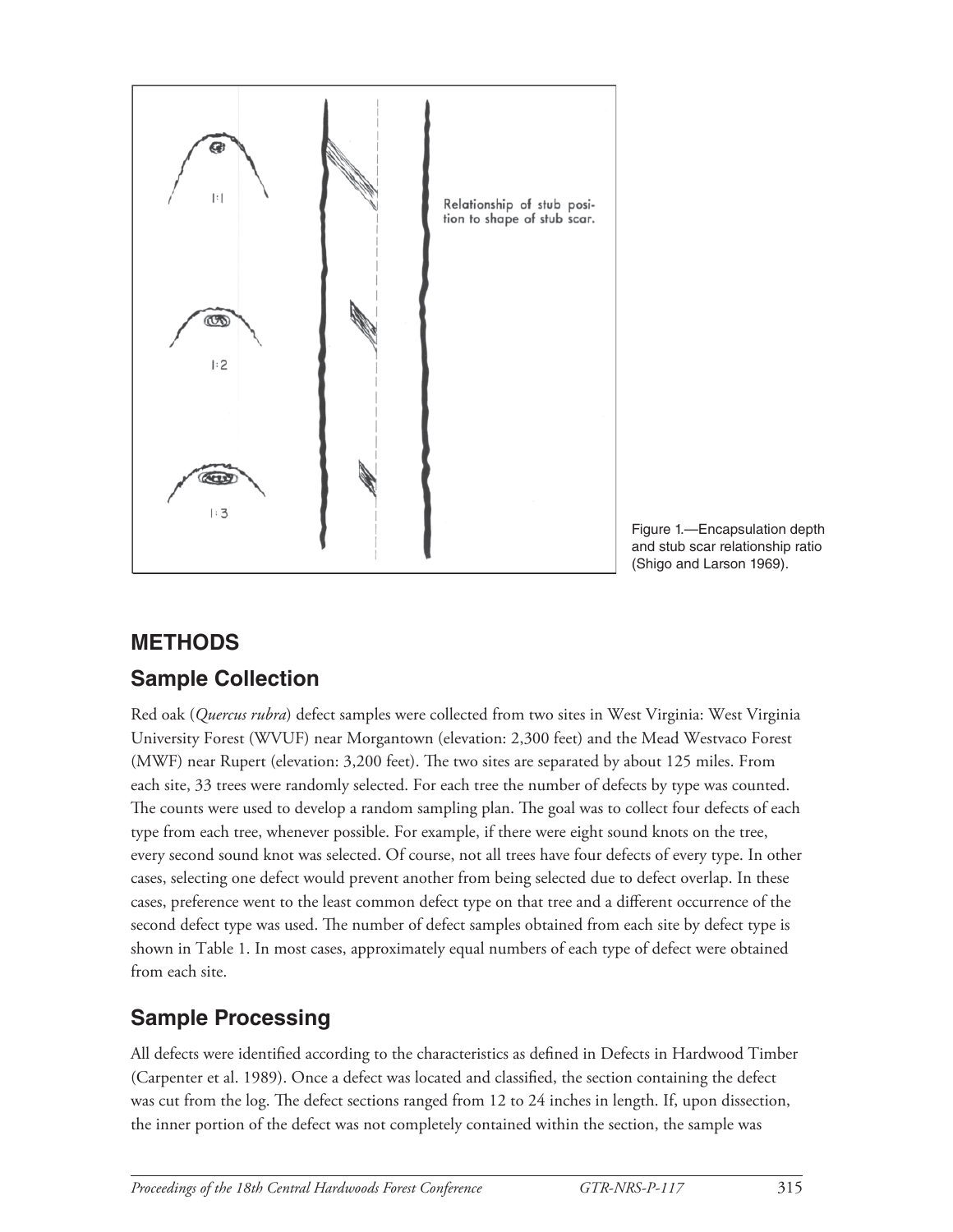Figure 1.—Encapsulation depth and stub scar relationship ratio (Shigo and Larson 1969).

## METHODS

### Sample Collection

Red oak (*Quercus rubra*) defect samples were collected from two sites in West Virginia: West Virginia University Forest (WVUF) near Morgantown (elevation: 2,300 feet) and the Mead Westvaco Forest (MWF) near Rupert (elevation: 3,200 feet). The two sites are separated by about 125 miles. From each site, 33 trees were randomly selected. For each tree the number of defects by type was counted. The counts were used to develop a random sampling plan. The goal was to collect four defects of each type from each tree, whenever possible. For example, if there were eight sound knots on the tree, every second sound knot was selected. Of course, not all trees have four defects of every type. In other cases, selecting one defect would prevent another from being selected due to defect overlap. In these cases, preference went to the least common defect type on that tree and a different occurrence of the second defect type was used. The number of defect samples obtained from each site by defect type is shown in Table 1. In most cases, approximately equal numbers of each type of defect were obtained from each site.

### Sample Processing

All defects were identified according to the characteristics as defined in Defects in Hardwood Timber (Carpenter et al. 1989). Once a defect was located and classified, the section containing the defect was cut from the log. The defect sections ranged from 12 to 24 inches in length. If, upon dissection, the inner portion of the defect was not completely contained within the section, the sample was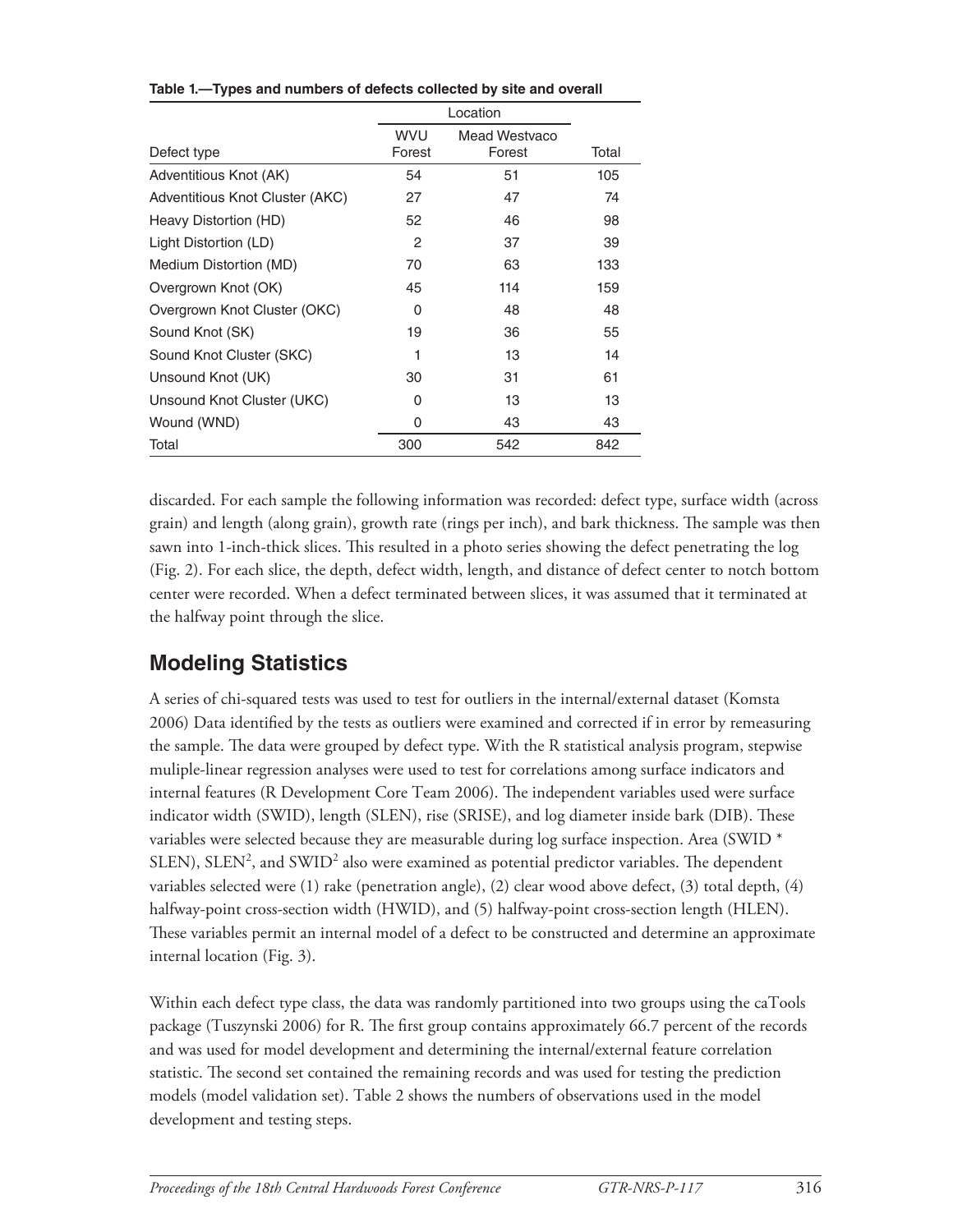**Table 1.—Types and numbers of defects collected by site and overall**

| | Location | | |
|---|---|---|---|
| Defect type | WVU Forest | Mead Westvaco Forest | Total |
| Adventitious Knot (AK) | 54 | 51 | 105 |
| Adventitious Knot Cluster (AKC) | 27 | 47 | 74 |
| Heavy Distortion (HD) | 52 | 46 | 98 |
| Light Distortion (LD) | 2 | 37 | 39 |
| Medium Distortion (MD) | 70 | 63 | 133 |
| Overgrown Knot (OK) | 45 | 114 | 159 |
| Overgrown Knot Cluster (OKC) | 0 | 48 | 48 |
| Sound Knot (SK) | 19 | 36 | 55 |
| Sound Knot Cluster (SKC) | 1 | 13 | 14 |
| Unsound Knot (UK) | 30 | 31 | 61 |
| Unsound Knot Cluster (UKC) | 0 | 13 | 13 |
| Wound (WND) | 0 | 43 | 43 |
| Total | 300 | 542 | 842 |

discarded. For each sample the following information was recorded: defect type, surface width (across grain) and length (along grain), growth rate (rings per inch), and bark thickness. The sample was then sawn into 1-inch-thick slices. This resulted in a photo series showing the defect penetrating the log (Fig. 2). For each slice, the depth, defect width, length, and distance of defect center to notch bottom center were recorded. When a defect terminated between slices, it was assumed that it terminated at the halfway point through the slice.

## Modeling Statistics

A series of chi-squared tests was used to test for outliers in the internal/external dataset (Komsta 2006) Data identified by the tests as outliers were examined and corrected if in error by remeasuring the sample. The data were grouped by defect type. With the R statistical analysis program, stepwise muliple-linear regression analyses were used to test for correlations among surface indicators and internal features (R Development Core Team 2006). The independent variables used were surface indicator width (SWID), length (SLEN), rise (SRISE), and log diameter inside bark (DIB). These variables were selected because they are measurable during log surface inspection. Area (SWID * SLEN), $SLEN^2$, and $SWID^2$ also were examined as potential predictor variables. The dependent variables selected were (1) rake (penetration angle), (2) clear wood above defect, (3) total depth, (4) halfway-point cross-section width (HWID), and (5) halfway-point cross-section length (HLEN). These variables permit an internal model of a defect to be constructed and determine an approximate internal location (Fig. 3).

Within each defect type class, the data was randomly partitioned into two groups using the caTools package (Tuszynski 2006) for R. The first group contains approximately 66.7 percent of the records and was used for model development and determining the internal/external feature correlation statistic. The second set contained the remaining records and was used for testing the prediction models (model validation set). Table 2 shows the numbers of observations used in the model development and testing steps.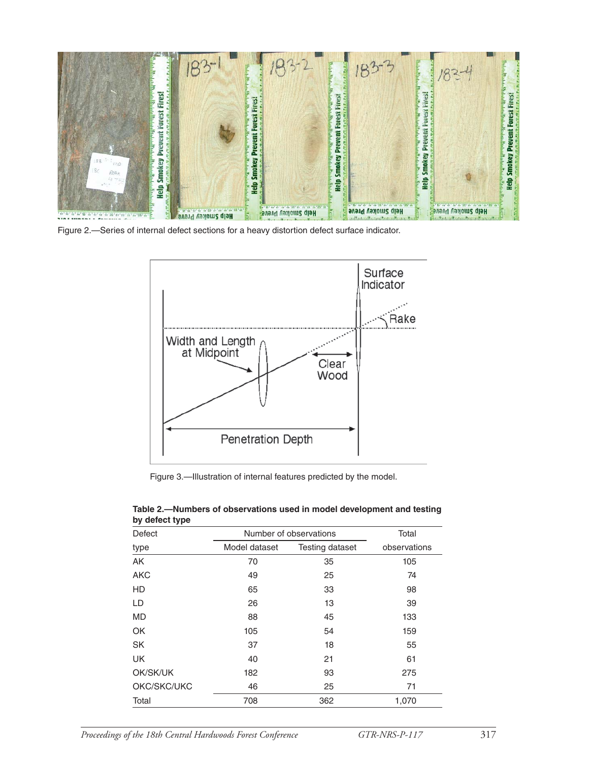Figure 2.—Series of internal defect sections for a heavy distortion defect surface indicator.

Figure 3.—Illustration of internal features predicted by the model.

**Table 2.—Numbers of observations used in model development and testing by defect type**

| Defect type | Number of observations | | Total observations |
|---|---|---|---|
| | Model dataset | Testing dataset | |
| AK | 70 | 35 | 105 |
| AKC | 49 | 25 | 74 |
| HD | 65 | 33 | 98 |
| LD | 26 | 13 | 39 |
| MD | 88 | 45 | 133 |
| OK | 105 | 54 | 159 |
| SK | 37 | 18 | 55 |
| UK | 40 | 21 | 61 |
| OK/SK/UK | 182 | 93 | 275 |
| OKC/SKC/UKC | 46 | 25 | 71 |
| Total | 708 | 362 | 1,070 |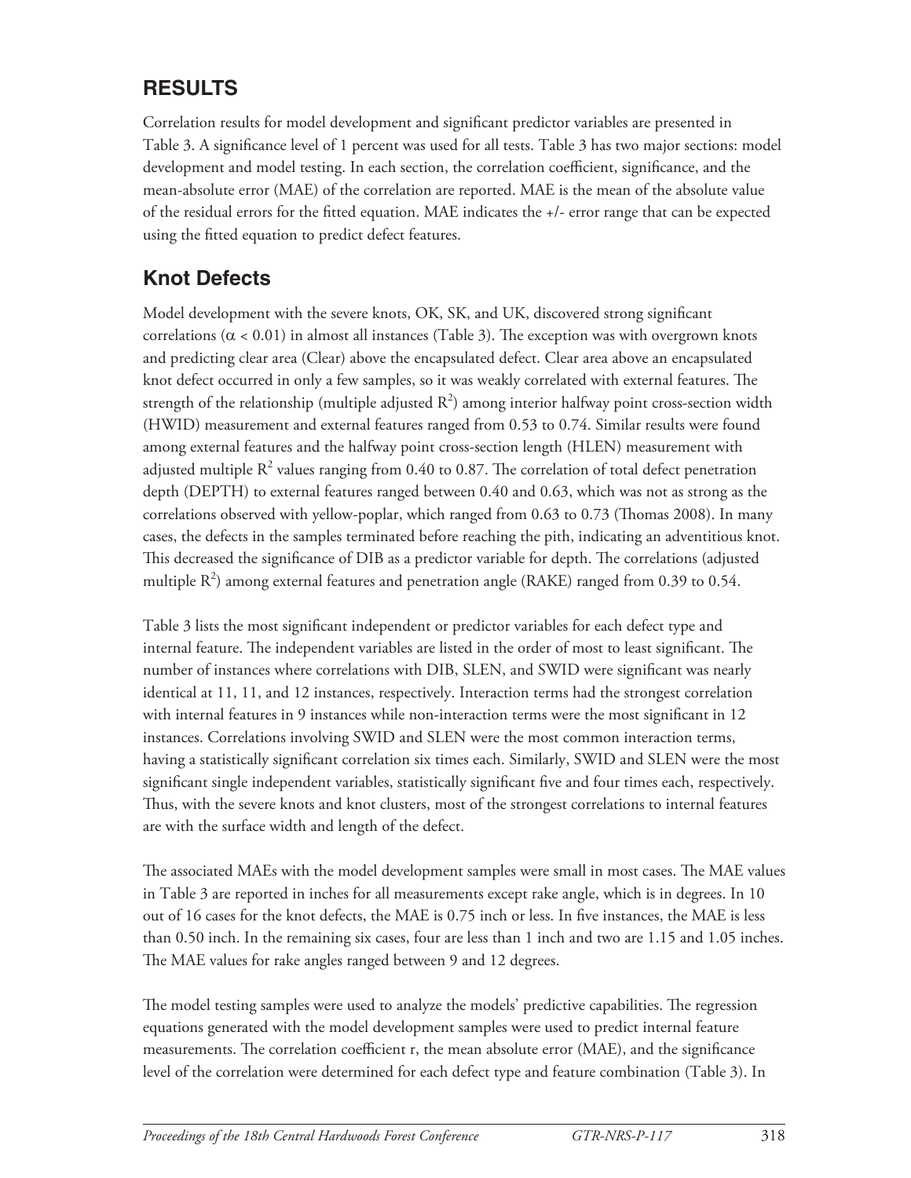## RESULTS

Correlation results for model development and significant predictor variables are presented in Table 3. A significance level of 1 percent was used for all tests. Table 3 has two major sections: model development and model testing. In each section, the correlation coefficient, significance, and the mean-absolute error (MAE) of the correlation are reported. MAE is the mean of the absolute value of the residual errors for the fitted equation. MAE indicates the +/- error range that can be expected using the fitted equation to predict defect features.

## Knot Defects

Model development with the severe knots, OK, SK, and UK, discovered strong significant correlations ($\alpha < 0.01$) in almost all instances (Table 3). The exception was with overgrown knots and predicting clear area (Clear) above the encapsulated defect. Clear area above an encapsulated knot defect occurred in only a few samples, so it was weakly correlated with external features. The strength of the relationship (multiple adjusted $R^2$) among interior halfway point cross-section width (HWID) measurement and external features ranged from 0.53 to 0.74. Similar results were found among external features and the halfway point cross-section length (HLEN) measurement with adjusted multiple $R^2$ values ranging from 0.40 to 0.87. The correlation of total defect penetration depth (DEPTH) to external features ranged between 0.40 and 0.63, which was not as strong as the correlations observed with yellow-poplar, which ranged from 0.63 to 0.73 (Thomas 2008). In many cases, the defects in the samples terminated before reaching the pith, indicating an adventitious knot. This decreased the significance of DIB as a predictor variable for depth. The correlations (adjusted multiple $R^2$) among external features and penetration angle (RAKE) ranged from 0.39 to 0.54.

Table 3 lists the most significant independent or predictor variables for each defect type and internal feature. The independent variables are listed in the order of most to least significant. The number of instances where correlations with DIB, SLEN, and SWID were significant was nearly identical at 11, 11, and 12 instances, respectively. Interaction terms had the strongest correlation with internal features in 9 instances while non-interaction terms were the most significant in 12 instances. Correlations involving SWID and SLEN were the most common interaction terms, having a statistically significant correlation six times each. Similarly, SWID and SLEN were the most significant single independent variables, statistically significant five and four times each, respectively. Thus, with the severe knots and knot clusters, most of the strongest correlations to internal features are with the surface width and length of the defect.

The associated MAEs with the model development samples were small in most cases. The MAE values in Table 3 are reported in inches for all measurements except rake angle, which is in degrees. In 10 out of 16 cases for the knot defects, the MAE is 0.75 inch or less. In five instances, the MAE is less than 0.50 inch. In the remaining six cases, four are less than 1 inch and two are 1.15 and 1.05 inches. The MAE values for rake angles ranged between 9 and 12 degrees.

The model testing samples were used to analyze the models' predictive capabilities. The regression equations generated with the model development samples were used to predict internal feature measurements. The correlation coefficient r, the mean absolute error (MAE), and the significance level of the correlation were determined for each defect type and feature combination (Table 3). In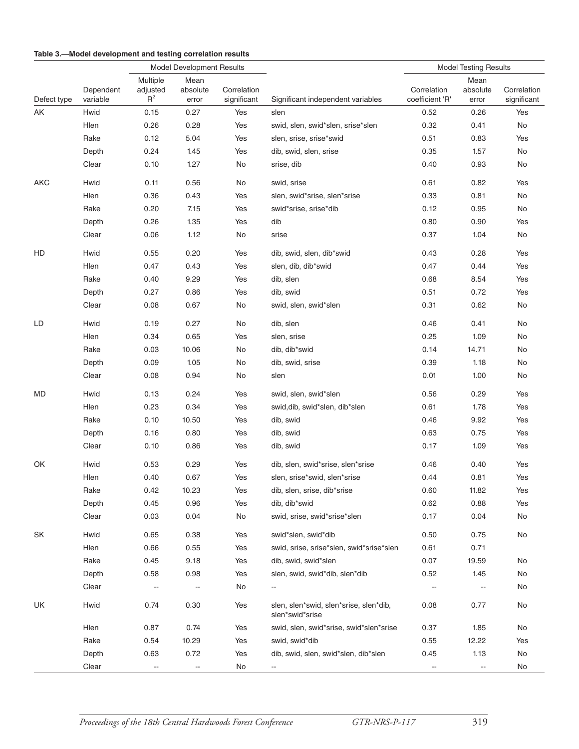**Table 3.—Model development and testing correlation results**

| | | Model Development Results | | | | Model Testing Results | | |
|---|---|---|---|---|---|---|---|---|
| Defect type | Dependent variable | Multiple adjusted $R^2$ | Mean absolute error | Correlation significant | Significant independent variables | Correlation coefficient 'R' | Mean absolute error | Correlation significant |
| AK | Hwid | 0.15 | 0.27 | Yes | slen | 0.52 | 0.26 | Yes |
| | Hlen | 0.26 | 0.28 | Yes | swid, slen, swid*slen, srise*slen | 0.32 | 0.41 | No |
| | Rake | 0.12 | 5.04 | Yes | slen, srise, srise*swid | 0.51 | 0.83 | Yes |
| | Depth | 0.24 | 1.45 | Yes | dib, swid, slen, srise | 0.35 | 1.57 | No |
| | Clear | 0.10 | 1.27 | No | srise, dib | 0.40 | 0.93 | No |
| AKC | Hwid | 0.11 | 0.56 | No | swid, srise | 0.61 | 0.82 | Yes |
| | Hlen | 0.36 | 0.43 | Yes | slen, swid*srise, slen*srise | 0.33 | 0.81 | No |
| | Rake | 0.20 | 7.15 | Yes | swid*srise, srise*dib | 0.12 | 0.95 | No |
| | Depth | 0.26 | 1.35 | Yes | dib | 0.80 | 0.90 | Yes |
| | Clear | 0.06 | 1.12 | No | srise | 0.37 | 1.04 | No |
| HD | Hwid | 0.55 | 0.20 | Yes | dib, swid, slen, dib*swid | 0.43 | 0.28 | Yes |
| | Hlen | 0.47 | 0.43 | Yes | slen, dib, dib*swid | 0.47 | 0.44 | Yes |
| | Rake | 0.40 | 9.29 | Yes | dib, slen | 0.68 | 8.54 | Yes |
| | Depth | 0.27 | 0.86 | Yes | dib, swid | 0.51 | 0.72 | Yes |
| | Clear | 0.08 | 0.67 | No | swid, slen, swid*slen | 0.31 | 0.62 | No |
| LD | Hwid | 0.19 | 0.27 | No | dib, slen | 0.46 | 0.41 | No |
| | Hlen | 0.34 | 0.65 | Yes | slen, srise | 0.25 | 1.09 | No |
| | Rake | 0.03 | 10.06 | No | dib, dib*swid | 0.14 | 14.71 | No |
| | Depth | 0.09 | 1.05 | No | dib, swid, srise | 0.39 | 1.18 | No |
| | Clear | 0.08 | 0.94 | No | slen | 0.01 | 1.00 | No |
| MD | Hwid | 0.13 | 0.24 | Yes | swid, slen, swid*slen | 0.56 | 0.29 | Yes |
| | Hlen | 0.23 | 0.34 | Yes | swid,dib, swid*slen, dib*slen | 0.61 | 1.78 | Yes |
| | Rake | 0.10 | 10.50 | Yes | dib, swid | 0.46 | 9.92 | Yes |
| | Depth | 0.16 | 0.80 | Yes | dib, swid | 0.63 | 0.75 | Yes |
| | Clear | 0.10 | 0.86 | Yes | dib, swid | 0.17 | 1.09 | Yes |
| OK | Hwid | 0.53 | 0.29 | Yes | dib, slen, swid*srise, slen*srise | 0.46 | 0.40 | Yes |
| | Hlen | 0.40 | 0.67 | Yes | slen, srise*swid, slen*srise | 0.44 | 0.81 | Yes |
| | Rake | 0.42 | 10.23 | Yes | dib, slen, srise, dib*srise | 0.60 | 11.82 | Yes |
| | Depth | 0.45 | 0.96 | Yes | dib, dib*swid | 0.62 | 0.88 | Yes |
| | Clear | 0.03 | 0.04 | No | swid, srise, swid*srise*slen | 0.17 | 0.04 | No |
| SK | Hwid | 0.65 | 0.38 | Yes | swid*slen, swid*dib | 0.50 | 0.75 | No |
| | Hlen | 0.66 | 0.55 | Yes | swid, srise, srise*slen, swid*srise*slen | 0.61 | 0.71 | |
| | Rake | 0.45 | 9.18 | Yes | dib, swid, swid*slen | 0.07 | 19.59 | No |
| | Depth | 0.58 | 0.98 | Yes | slen, swid, swid*dib, slen*dib | 0.52 | 1.45 | No |
| | Clear | -- | -- | No | -- | -- | -- | No |
| UK | Hwid | 0.74 | 0.30 | Yes | slen, slen*swid, slen*srise, slen*dib, slen*swid*srise | 0.08 | 0.77 | No |
| | Hlen | 0.87 | 0.74 | Yes | swid, slen, swid*srise, swid*slen*srise | 0.37 | 1.85 | No |
| | Rake | 0.54 | 10.29 | Yes | swid, swid*dib | 0.55 | 12.22 | Yes |
| | Depth | 0.63 | 0.72 | Yes | dib, swid, slen, swid*slen, dib*slen | 0.45 | 1.13 | No |
| | Clear | -- | -- | No | -- | -- | -- | No |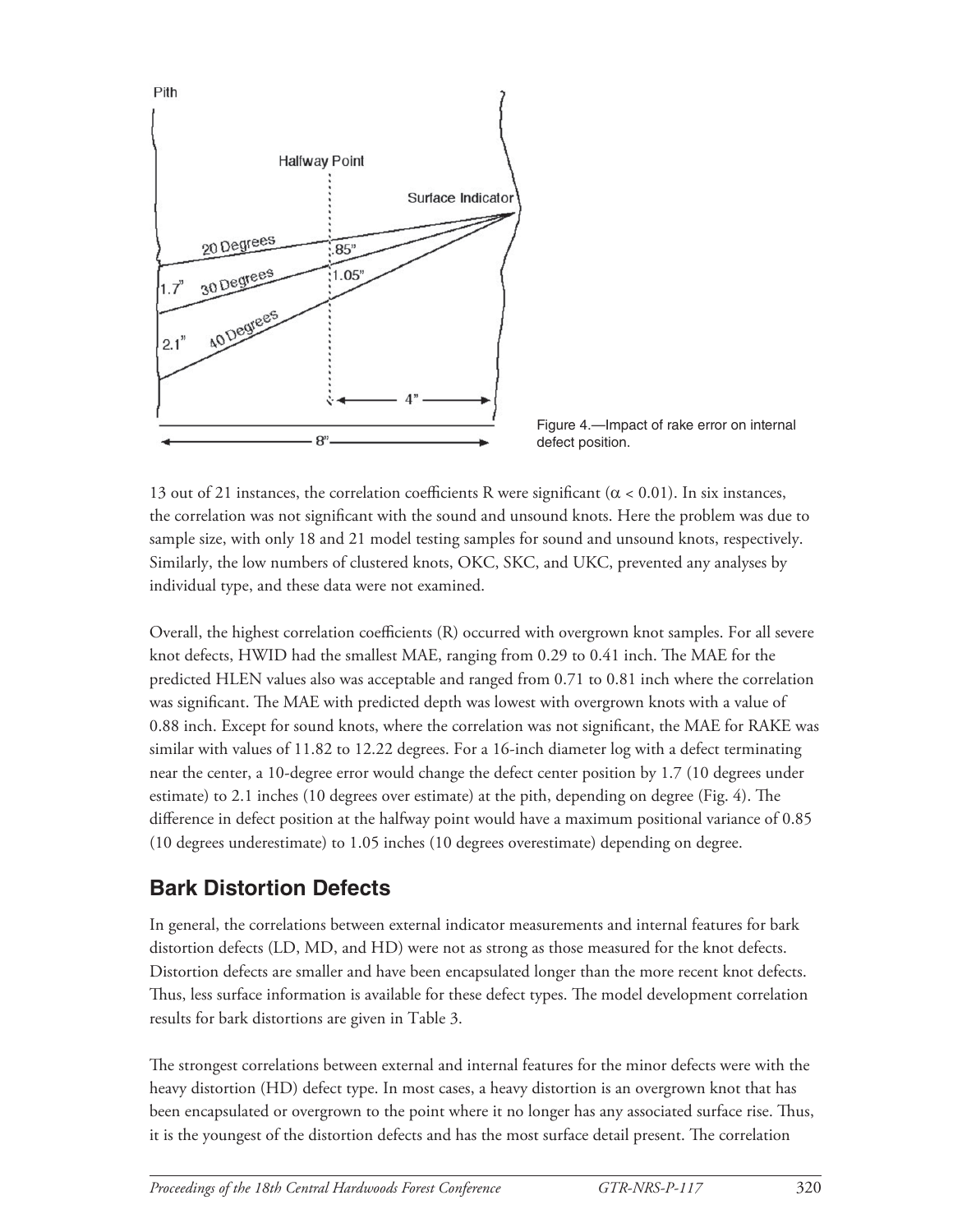Figure 4.—Impact of rake error on internal defect position.

13 out of 21 instances, the correlation coefficients R were significant ($\alpha < 0.01$). In six instances, the correlation was not significant with the sound and unsound knots. Here the problem was due to sample size, with only 18 and 21 model testing samples for sound and unsound knots, respectively. Similarly, the low numbers of clustered knots, OKC, SKC, and UKC, prevented any analyses by individual type, and these data were not examined.

Overall, the highest correlation coefficients (R) occurred with overgrown knot samples. For all severe knot defects, HWID had the smallest MAE, ranging from 0.29 to 0.41 inch. The MAE for the predicted HLEN values also was acceptable and ranged from 0.71 to 0.81 inch where the correlation was significant. The MAE with predicted depth was lowest with overgrown knots with a value of 0.88 inch. Except for sound knots, where the correlation was not significant, the MAE for RAKE was similar with values of 11.82 to 12.22 degrees. For a 16-inch diameter log with a defect terminating near the center, a 10-degree error would change the defect center position by 1.7 (10 degrees under estimate) to 2.1 inches (10 degrees over estimate) at the pith, depending on degree (Fig. 4). The difference in defect position at the halfway point would have a maximum positional variance of 0.85 (10 degrees underestimate) to 1.05 inches (10 degrees overestimate) depending on degree.

## Bark Distortion Defects

In general, the correlations between external indicator measurements and internal features for bark distortion defects (LD, MD, and HD) were not as strong as those measured for the knot defects. Distortion defects are smaller and have been encapsulated longer than the more recent knot defects. Thus, less surface information is available for these defect types. The model development correlation results for bark distortions are given in Table 3.

The strongest correlations between external and internal features for the minor defects were with the heavy distortion (HD) defect type. In most cases, a heavy distortion is an overgrown knot that has been encapsulated or overgrown to the point where it no longer has any associated surface rise. Thus, it is the youngest of the distortion defects and has the most surface detail present. The correlation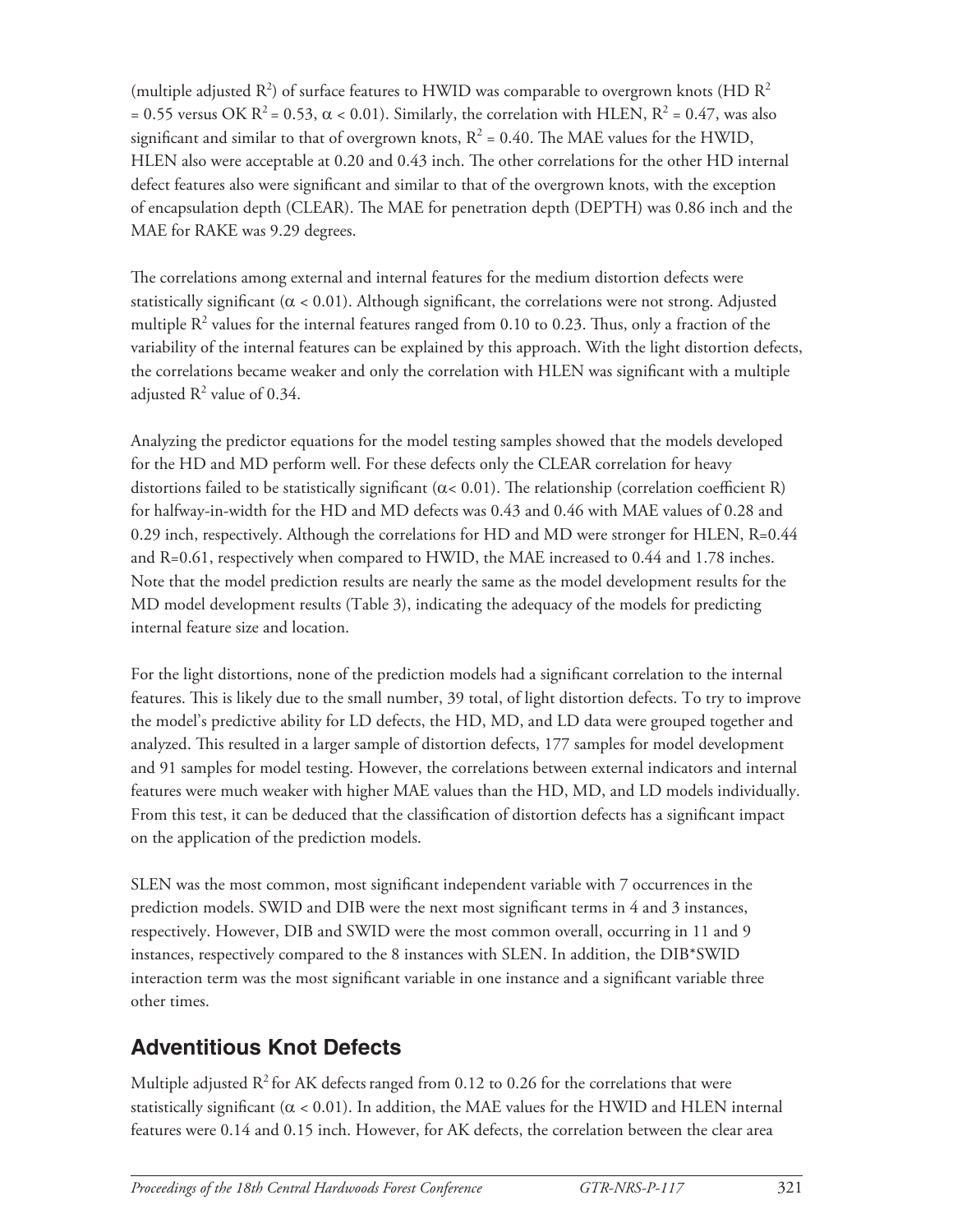(multiple adjusted $R^2$) of surface features to HWID was comparable to overgrown knots (HD $R^2 = 0.55$ versus OK $R^2 = 0.53$, $\alpha < 0.01$). Similarly, the correlation with HLEN, $R^2 = 0.47$, was also significant and similar to that of overgrown knots, $R^2 = 0.40$. The MAE values for the HWID, HLEN also were acceptable at 0.20 and 0.43 inch. The other correlations for the other HD internal defect features also were significant and similar to that of the overgrown knots, with the exception of encapsulation depth (CLEAR). The MAE for penetration depth (DEPTH) was 0.86 inch and the MAE for RAKE was 9.29 degrees.

The correlations among external and internal features for the medium distortion defects were statistically significant ($\alpha < 0.01$). Although significant, the correlations were not strong. Adjusted multiple $R^2$ values for the internal features ranged from 0.10 to 0.23. Thus, only a fraction of the variability of the internal features can be explained by this approach. With the light distortion defects, the correlations became weaker and only the correlation with HLEN was significant with a multiple adjusted $R^2$ value of 0.34.

Analyzing the predictor equations for the model testing samples showed that the models developed for the HD and MD perform well. For these defects only the CLEAR correlation for heavy distortions failed to be statistically significant ($\alpha < 0.01$). The relationship (correlation coefficient R) for halfway-in-width for the HD and MD defects was 0.43 and 0.46 with MAE values of 0.28 and 0.29 inch, respectively. Although the correlations for HD and MD were stronger for HLEN, R=0.44 and R=0.61, respectively when compared to HWID, the MAE increased to 0.44 and 1.78 inches. Note that the model prediction results are nearly the same as the model development results for the MD model development results (Table 3), indicating the adequacy of the models for predicting internal feature size and location.

For the light distortions, none of the prediction models had a significant correlation to the internal features. This is likely due to the small number, 39 total, of light distortion defects. To try to improve the model's predictive ability for LD defects, the HD, MD, and LD data were grouped together and analyzed. This resulted in a larger sample of distortion defects, 177 samples for model development and 91 samples for model testing. However, the correlations between external indicators and internal features were much weaker with higher MAE values than the HD, MD, and LD models individually. From this test, it can be deduced that the classification of distortion defects has a significant impact on the application of the prediction models.

SLEN was the most common, most significant independent variable with 7 occurrences in the prediction models. SWID and DIB were the next most significant terms in 4 and 3 instances, respectively. However, DIB and SWID were the most common overall, occurring in 11 and 9 instances, respectively compared to the 8 instances with SLEN. In addition, the DIB*SWID interaction term was the most significant variable in one instance and a significant variable three other times.

## Adventitious Knot Defects

Multiple adjusted $R^2$ for AK defects ranged from 0.12 to 0.26 for the correlations that were statistically significant ($\alpha < 0.01$). In addition, the MAE values for the HWID and HLEN internal features were 0.14 and 0.15 inch. However, for AK defects, the correlation between the clear area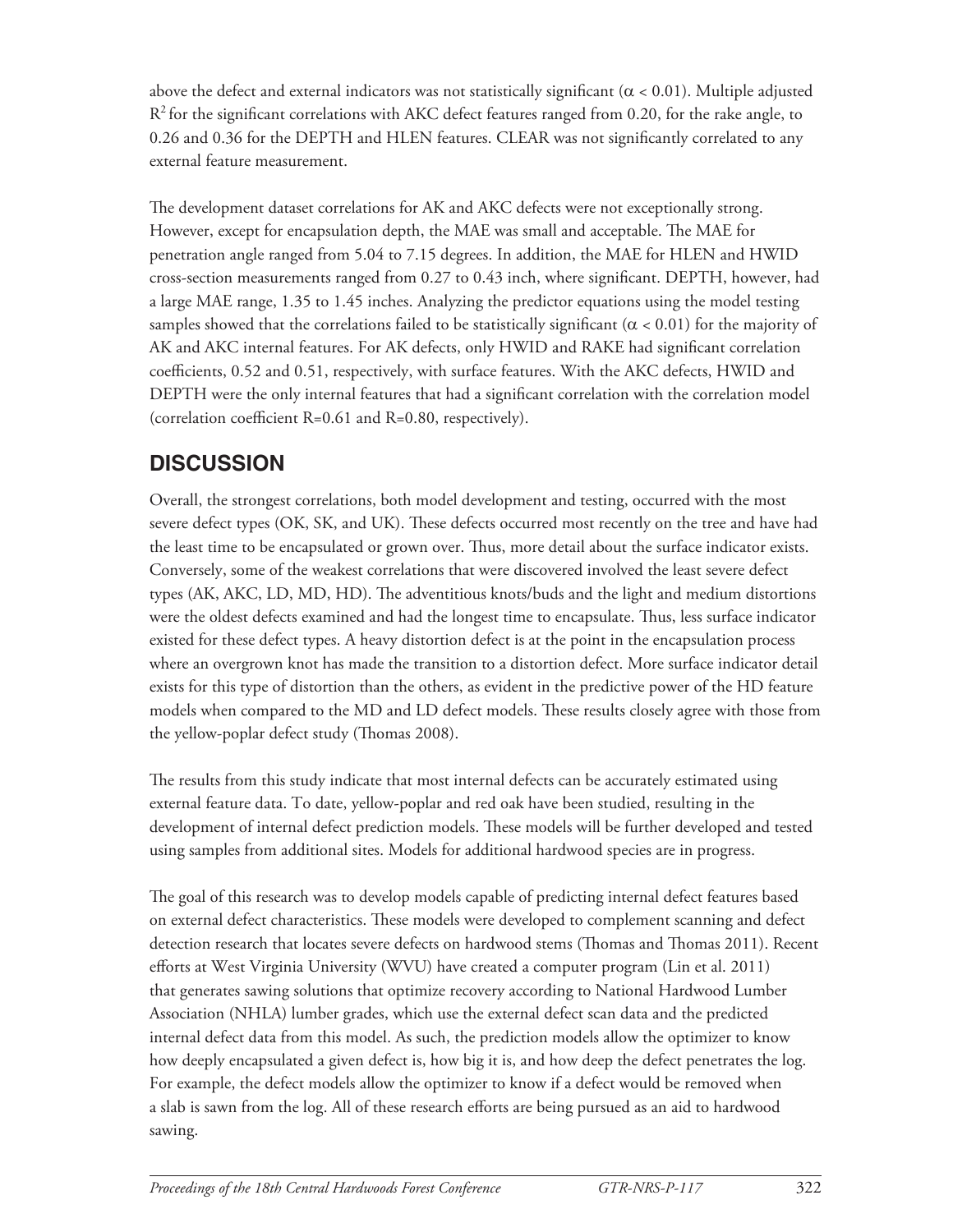above the defect and external indicators was not statistically significant ($\alpha < 0.01$). Multiple adjusted $R^2$ for the significant correlations with AKC defect features ranged from 0.20, for the rake angle, to 0.26 and 0.36 for the DEPTH and HLEN features. CLEAR was not significantly correlated to any external feature measurement.

The development dataset correlations for AK and AKC defects were not exceptionally strong. However, except for encapsulation depth, the MAE was small and acceptable. The MAE for penetration angle ranged from 5.04 to 7.15 degrees. In addition, the MAE for HLEN and HWID cross-section measurements ranged from 0.27 to 0.43 inch, where significant. DEPTH, however, had a large MAE range, 1.35 to 1.45 inches. Analyzing the predictor equations using the model testing samples showed that the correlations failed to be statistically significant ($\alpha < 0.01$) for the majority of AK and AKC internal features. For AK defects, only HWID and RAKE had significant correlation coefficients, 0.52 and 0.51, respectively, with surface features. With the AKC defects, HWID and DEPTH were the only internal features that had a significant correlation with the correlation model (correlation coefficient R=0.61 and R=0.80, respectively).

## DISCUSSION

Overall, the strongest correlations, both model development and testing, occurred with the most severe defect types (OK, SK, and UK). These defects occurred most recently on the tree and have had the least time to be encapsulated or grown over. Thus, more detail about the surface indicator exists. Conversely, some of the weakest correlations that were discovered involved the least severe defect types (AK, AKC, LD, MD, HD). The adventitious knots/buds and the light and medium distortions were the oldest defects examined and had the longest time to encapsulate. Thus, less surface indicator existed for these defect types. A heavy distortion defect is at the point in the encapsulation process where an overgrown knot has made the transition to a distortion defect. More surface indicator detail exists for this type of distortion than the others, as evident in the predictive power of the HD feature models when compared to the MD and LD defect models. These results closely agree with those from the yellow-poplar defect study (Thomas 2008).

The results from this study indicate that most internal defects can be accurately estimated using external feature data. To date, yellow-poplar and red oak have been studied, resulting in the development of internal defect prediction models. These models will be further developed and tested using samples from additional sites. Models for additional hardwood species are in progress.

The goal of this research was to develop models capable of predicting internal defect features based on external defect characteristics. These models were developed to complement scanning and defect detection research that locates severe defects on hardwood stems (Thomas and Thomas 2011). Recent efforts at West Virginia University (WVU) have created a computer program (Lin et al. 2011) that generates sawing solutions that optimize recovery according to National Hardwood Lumber Association (NHLA) lumber grades, which use the external defect scan data and the predicted internal defect data from this model. As such, the prediction models allow the optimizer to know how deeply encapsulated a given defect is, how big it is, and how deep the defect penetrates the log. For example, the defect models allow the optimizer to know if a defect would be removed when a slab is sawn from the log. All of these research efforts are being pursued as an aid to hardwood sawing.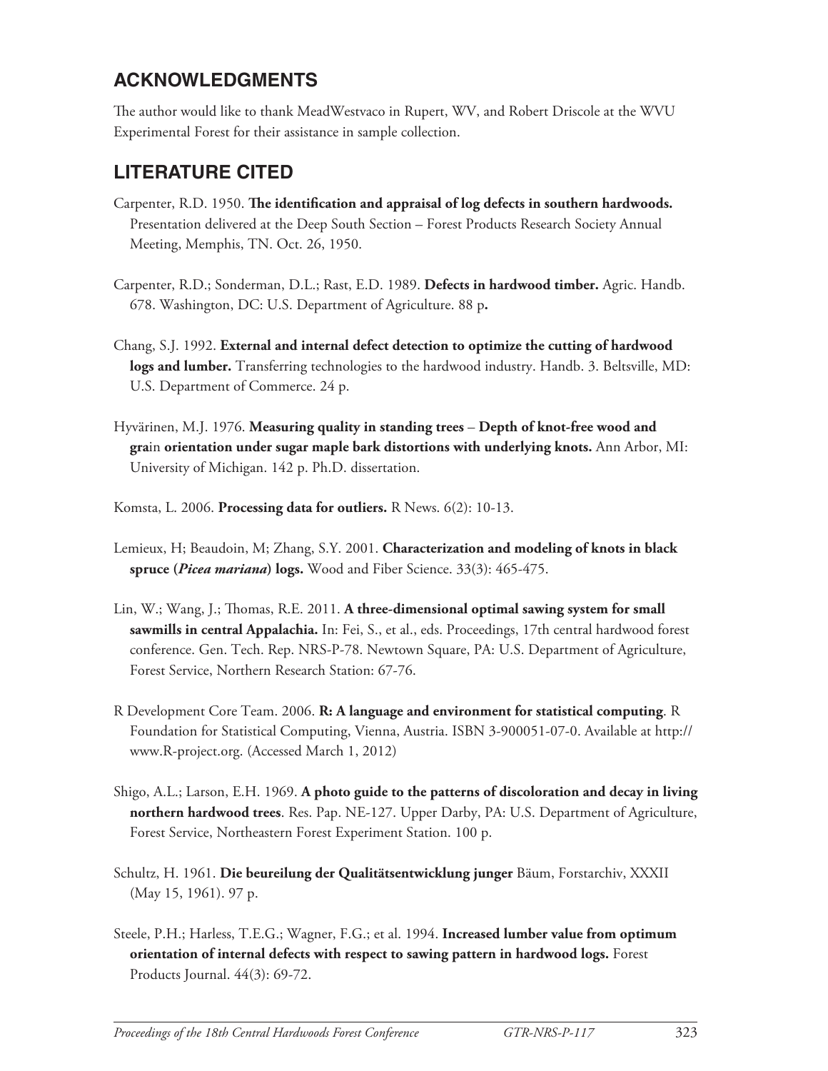## ACKNOWLEDGMENTS

The author would like to thank MeadWestvaco in Rupert, WV, and Robert Driscole at the WVU Experimental Forest for their assistance in sample collection.

## LITERATURE CITED

Carpenter, R.D. 1950. **The identification and appraisal of log defects in southern hardwoods.** Presentation delivered at the Deep South Section – Forest Products Research Society Annual Meeting, Memphis, TN. Oct. 26, 1950.

Carpenter, R.D.; Sonderman, D.L.; Rast, E.D. 1989. **Defects in hardwood timber.** Agric. Handb. 678. Washington, DC: U.S. Department of Agriculture. 88 p**.**

Chang, S.J. 1992. **External and internal defect detection to optimize the cutting of hardwood logs and lumber.** Transferring technologies to the hardwood industry. Handb. 3. Beltsville, MD: U.S. Department of Commerce. 24 p.

Hyvärinen, M.J. 1976. **Measuring quality in standing trees** – **Depth of knot-free wood and gra**in **orientation under sugar maple bark distortions with underlying knots.** Ann Arbor, MI: University of Michigan. 142 p. Ph.D. dissertation.

Komsta, L. 2006. **Processing data for outliers.** R News. 6(2): 10-13.

Lemieux, H; Beaudoin, M; Zhang, S.Y. 2001. **Characterization and modeling of knots in black spruce (*Picea mariana*) logs.** Wood and Fiber Science. 33(3): 465-475.

Lin, W.; Wang, J.; Thomas, R.E. 2011. **A three-dimensional optimal sawing system for small sawmills in central Appalachia.** In: Fei, S., et al., eds. Proceedings, 17th central hardwood forest conference. Gen. Tech. Rep. NRS-P-78. Newtown Square, PA: U.S. Department of Agriculture, Forest Service, Northern Research Station: 67-76.

R Development Core Team. 2006. **R: A language and environment for statistical computing**. R Foundation for Statistical Computing, Vienna, Austria. ISBN 3-900051-07-0. Available at http://www.R-project.org. (Accessed March 1, 2012)

Shigo, A.L.; Larson, E.H. 1969. **A photo guide to the patterns of discoloration and decay in living northern hardwood trees**. Res. Pap. NE-127. Upper Darby, PA: U.S. Department of Agriculture, Forest Service, Northeastern Forest Experiment Station. 100 p.

Schultz, H. 1961. **Die beureilung der Qualitätsentwicklung junger** Bäum, Forstarchiv, XXXII (May 15, 1961). 97 p.

Steele, P.H.; Harless, T.E.G.; Wagner, F.G.; et al. 1994. **Increased lumber value from optimum orientation of internal defects with respect to sawing pattern in hardwood logs.** Forest Products Journal. 44(3): 69-72.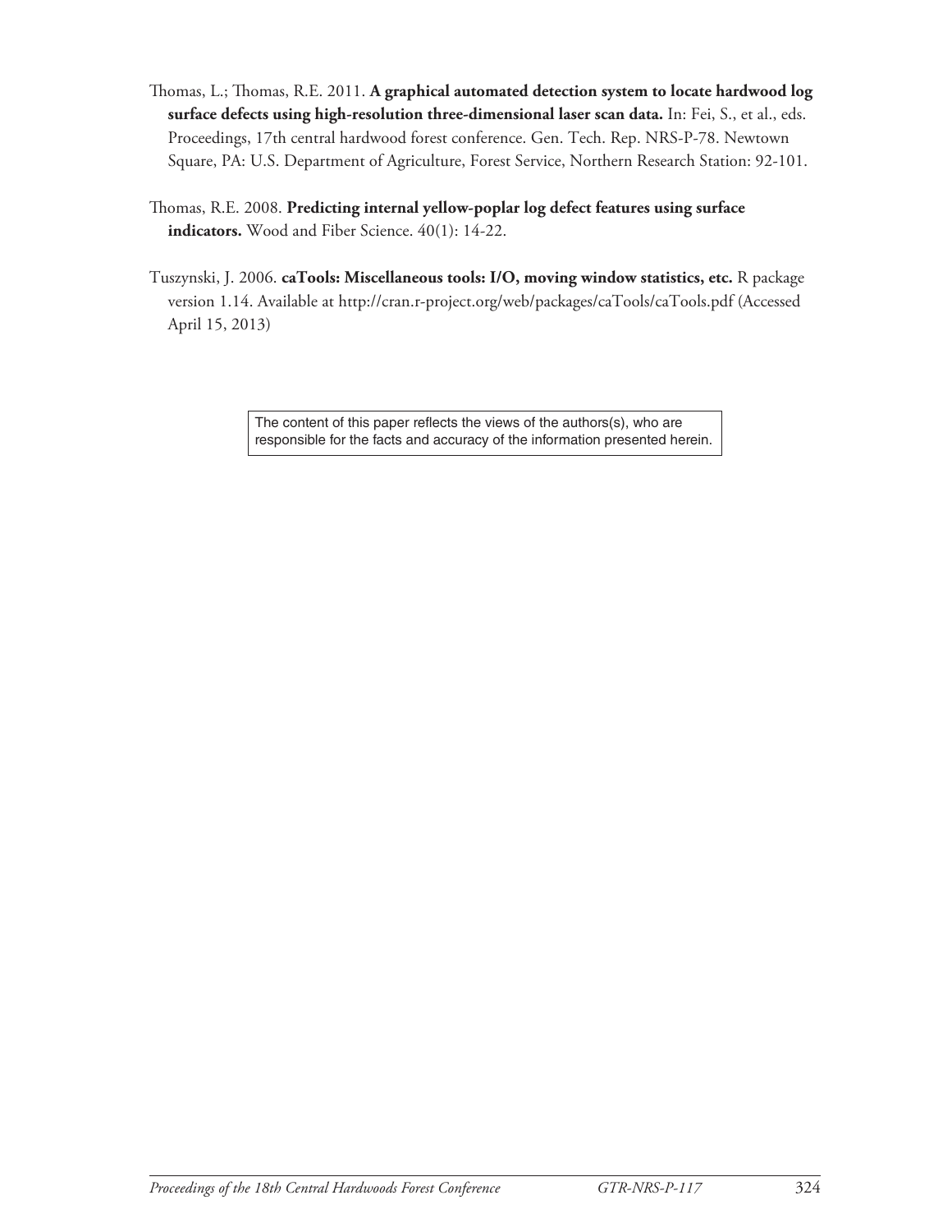Thomas, L.; Thomas, R.E. 2011. **A graphical automated detection system to locate hardwood log surface defects using high-resolution three-dimensional laser scan data.** In: Fei, S., et al., eds. Proceedings, 17th central hardwood forest conference. Gen. Tech. Rep. NRS-P-78. Newtown Square, PA: U.S. Department of Agriculture, Forest Service, Northern Research Station: 92-101.

Thomas, R.E. 2008. **Predicting internal yellow-poplar log defect features using surface indicators.** Wood and Fiber Science. 40(1): 14-22.

Tuszynski, J. 2006. **caTools: Miscellaneous tools: I/O, moving window statistics, etc.** R package version 1.14. Available at http://cran.r-project.org/web/packages/caTools/caTools.pdf (Accessed April 15, 2013)

The content of this paper reflects the views of the authors(s), who are responsible for the facts and accuracy of the information presented herein.